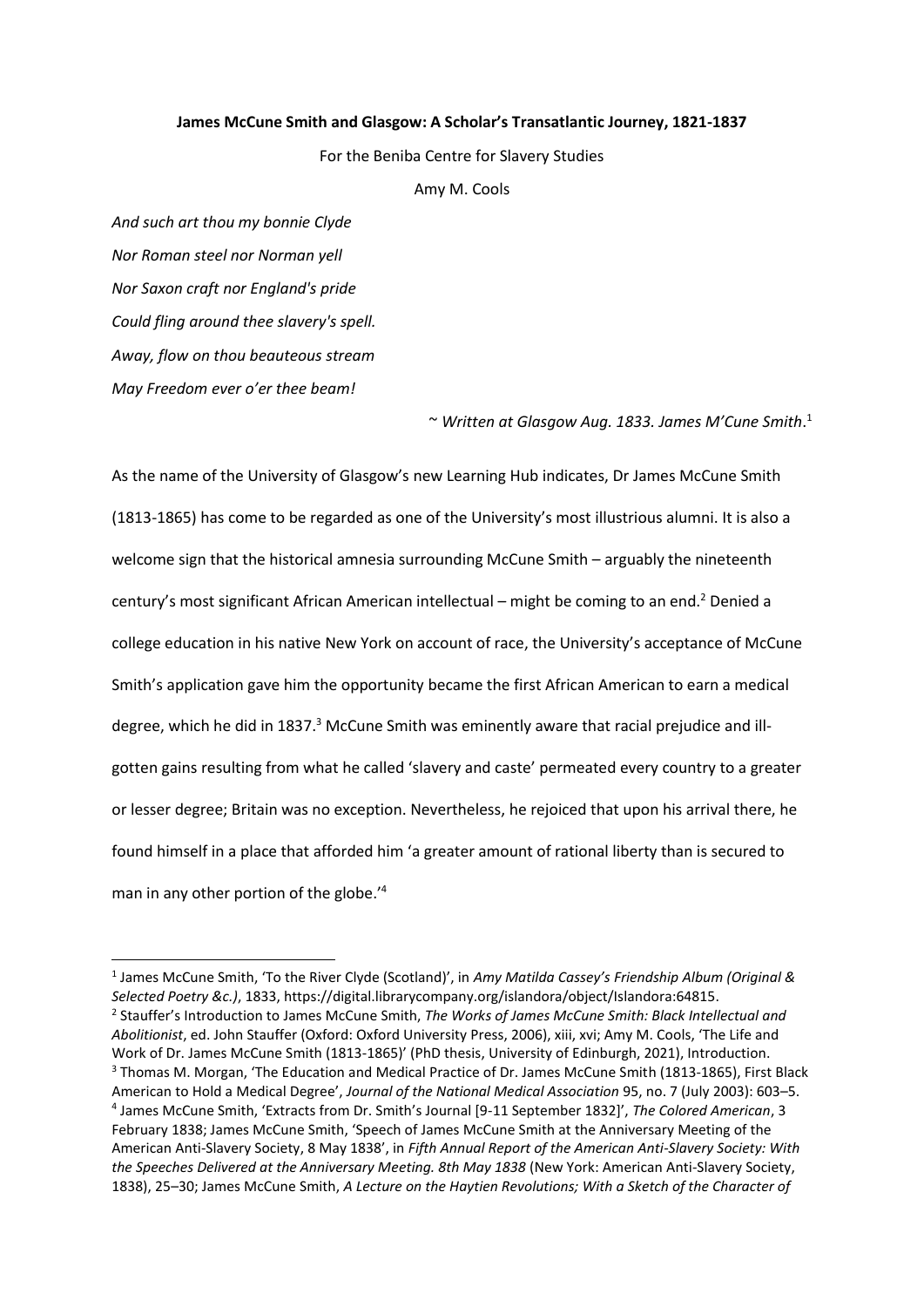**James McCune Smith and Glasgow: A Scholar's Transatlantic Journey, 1821-1837**

For the Beniba Centre for Slavery Studies

Amy M. Cools

*And such art thou my bonnie Clyde*

*Nor Roman steel nor Norman yell*

*Nor Saxon craft nor England's pride*

*Could fling around thee slavery's spell.*

*Away, flow on thou beauteous stream*

*May Freedom ever o'er thee beam!*

~ *Written at Glasgow Aug. 1833. James M'Cune Smith*.[1]

As the name of the University of Glasgow's new Learning Hub indicates, Dr James McCune Smith (1813-1865) has come to be regarded as one of the University's most illustrious alumni. It is also a welcome sign that the historical amnesia surrounding McCune Smith – arguably the nineteenth century's most significant African American intellectual – might be coming to an end.[2] Denied a college education in his native New York on account of race, the University's acceptance of McCune Smith's application gave him the opportunity became the first African American to earn a medical degree, which he did in 1837.[3] McCune Smith was eminently aware that racial prejudice and ill-gotten gains resulting from what he called 'slavery and caste' permeated every country to a greater or lesser degree; Britain was no exception. Nevertheless, he rejoiced that upon his arrival there, he found himself in a place that afforded him 'a greater amount of rational liberty than is secured to man in any other portion of the globe.'[4]

---

[1] James McCune Smith, 'To the River Clyde (Scotland)', in *Amy Matilda Cassey's Friendship Album (Original & Selected Poetry &c.)*, 1833, https://digital.librarycompany.org/islandora/object/Islandora:64815.

[2] Stauffer's Introduction to James McCune Smith, *The Works of James McCune Smith: Black Intellectual and Abolitionist*, ed. John Stauffer (Oxford: Oxford University Press, 2006), xiii, xvi; Amy M. Cools, 'The Life and Work of Dr. James McCune Smith (1813-1865)' (PhD thesis, University of Edinburgh, 2021), Introduction.

[3] Thomas M. Morgan, 'The Education and Medical Practice of Dr. James McCune Smith (1813-1865), First Black American to Hold a Medical Degree', *Journal of the National Medical Association* 95, no. 7 (July 2003): 603–5.

[4] James McCune Smith, 'Extracts from Dr. Smith's Journal [9-11 September 1832]', *The Colored American*, 3 February 1838; James McCune Smith, 'Speech of James McCune Smith at the Anniversary Meeting of the American Anti-Slavery Society, 8 May 1838', in *Fifth Annual Report of the American Anti-Slavery Society: With the Speeches Delivered at the Anniversary Meeting. 8th May 1838* (New York: American Anti-Slavery Society, 1838), 25–30; James McCune Smith, *A Lecture on the Haytien Revolutions; With a Sketch of the Character of*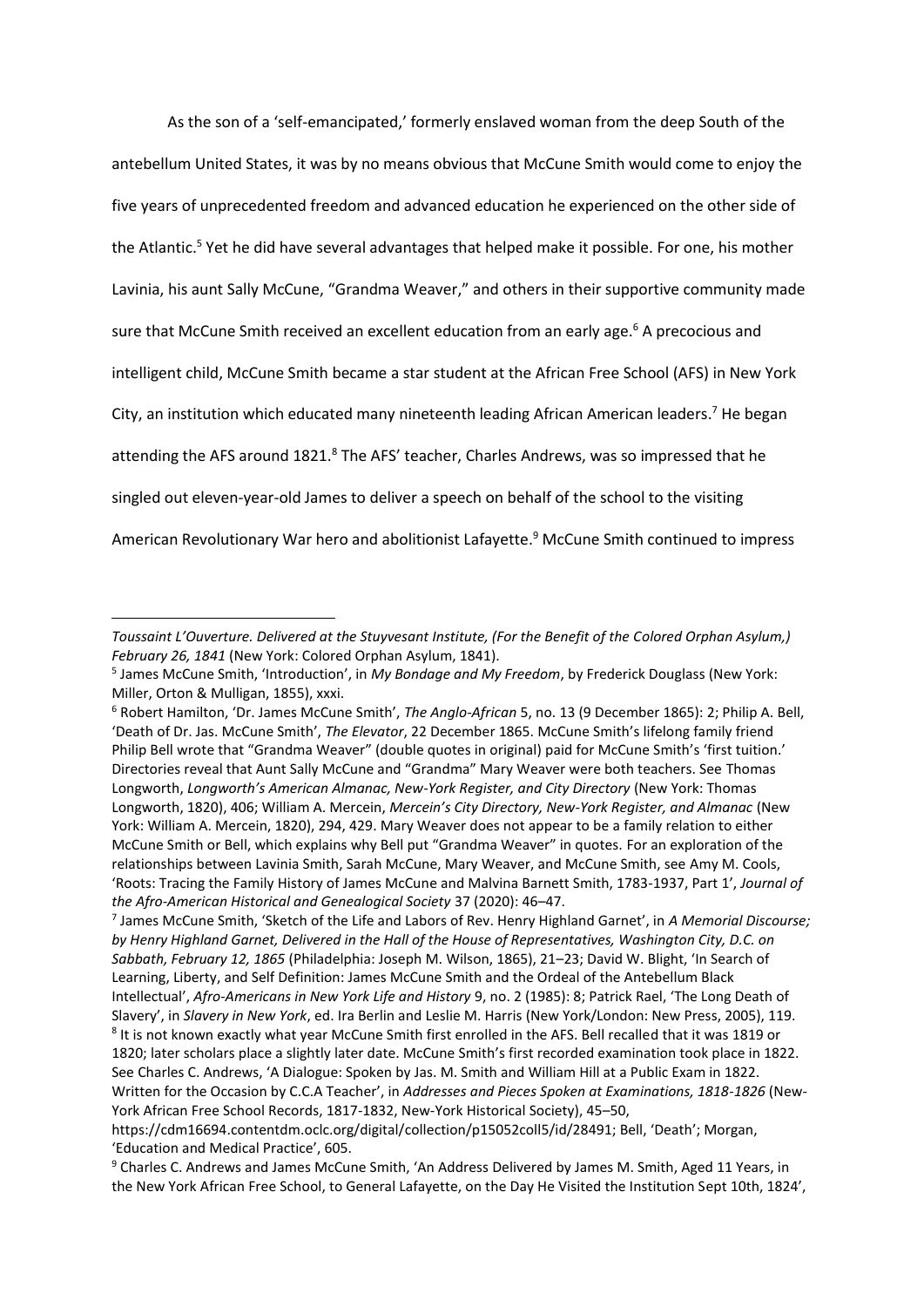As the son of a 'self-emancipated,' formerly enslaved woman from the deep South of the antebellum United States, it was by no means obvious that McCune Smith would come to enjoy the five years of unprecedented freedom and advanced education he experienced on the other side of the Atlantic.[5] Yet he did have several advantages that helped make it possible. For one, his mother Lavinia, his aunt Sally McCune, "Grandma Weaver," and others in their supportive community made sure that McCune Smith received an excellent education from an early age.[6] A precocious and intelligent child, McCune Smith became a star student at the African Free School (AFS) in New York City, an institution which educated many nineteenth leading African American leaders.[7] He began attending the AFS around 1821.[8] The AFS' teacher, Charles Andrews, was so impressed that he singled out eleven-year-old James to deliver a speech on behalf of the school to the visiting American Revolutionary War hero and abolitionist Lafayette.[9] McCune Smith continued to impress

---

*Toussaint L'Ouverture. Delivered at the Stuyvesant Institute, (For the Benefit of the Colored Orphan Asylum,) February 26, 1841* (New York: Colored Orphan Asylum, 1841).

[5] James McCune Smith, 'Introduction', in *My Bondage and My Freedom*, by Frederick Douglass (New York: Miller, Orton & Mulligan, 1855), xxxi.

[6] Robert Hamilton, 'Dr. James McCune Smith', *The Anglo-African* 5, no. 13 (9 December 1865): 2; Philip A. Bell, 'Death of Dr. Jas. McCune Smith', *The Elevator*, 22 December 1865. McCune Smith's lifelong family friend Philip Bell wrote that "Grandma Weaver" (double quotes in original) paid for McCune Smith's 'first tuition.' Directories reveal that Aunt Sally McCune and "Grandma" Mary Weaver were both teachers. See Thomas Longworth, *Longworth's American Almanac, New-York Register, and City Directory* (New York: Thomas Longworth, 1820), 406; William A. Mercein, *Mercein's City Directory, New-York Register, and Almanac* (New York: William A. Mercein, 1820), 294, 429. Mary Weaver does not appear to be a family relation to either McCune Smith or Bell, which explains why Bell put "Grandma Weaver" in quotes. For an exploration of the relationships between Lavinia Smith, Sarah McCune, Mary Weaver, and McCune Smith, see Amy M. Cools, 'Roots: Tracing the Family History of James McCune and Malvina Barnett Smith, 1783-1937, Part 1', *Journal of the Afro-American Historical and Genealogical Society* 37 (2020): 46–47.

[7] James McCune Smith, 'Sketch of the Life and Labors of Rev. Henry Highland Garnet', in *A Memorial Discourse; by Henry Highland Garnet, Delivered in the Hall of the House of Representatives, Washington City, D.C. on Sabbath, February 12, 1865* (Philadelphia: Joseph M. Wilson, 1865), 21–23; David W. Blight, 'In Search of Learning, Liberty, and Self Definition: James McCune Smith and the Ordeal of the Antebellum Black Intellectual', *Afro-Americans in New York Life and History* 9, no. 2 (1985): 8; Patrick Rael, 'The Long Death of Slavery', in *Slavery in New York*, ed. Ira Berlin and Leslie M. Harris (New York/London: New Press, 2005), 119.

[8] It is not known exactly what year McCune Smith first enrolled in the AFS. Bell recalled that it was 1819 or 1820; later scholars place a slightly later date. McCune Smith's first recorded examination took place in 1822. See Charles C. Andrews, 'A Dialogue: Spoken by Jas. M. Smith and William Hill at a Public Exam in 1822. Written for the Occasion by C.C.A Teacher', in *Addresses and Pieces Spoken at Examinations, 1818-1826* (New-York African Free School Records, 1817-1832, New-York Historical Society), 45–50, https://cdm16694.contentdm.oclc.org/digital/collection/p15052coll5/id/28491; Bell, 'Death'; Morgan, 'Education and Medical Practice', 605.

[9] Charles C. Andrews and James McCune Smith, 'An Address Delivered by James M. Smith, Aged 11 Years, in the New York African Free School, to General Lafayette, on the Day He Visited the Institution Sept 10th, 1824',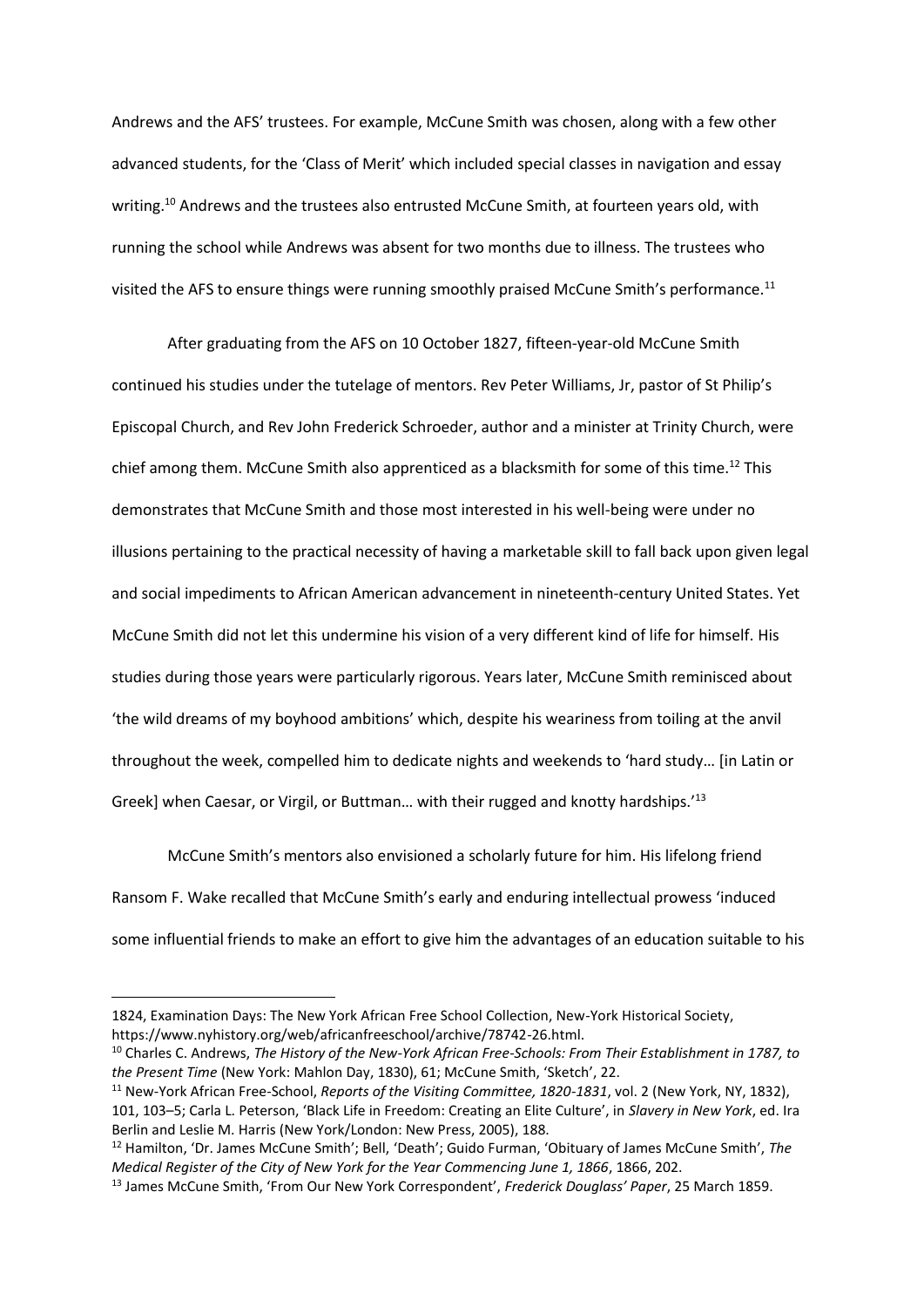Andrews and the AFS' trustees. For example, McCune Smith was chosen, along with a few other advanced students, for the 'Class of Merit' which included special classes in navigation and essay writing.[10] Andrews and the trustees also entrusted McCune Smith, at fourteen years old, with running the school while Andrews was absent for two months due to illness. The trustees who visited the AFS to ensure things were running smoothly praised McCune Smith's performance.[11]

After graduating from the AFS on 10 October 1827, fifteen-year-old McCune Smith continued his studies under the tutelage of mentors. Rev Peter Williams, Jr, pastor of St Philip's Episcopal Church, and Rev John Frederick Schroeder, author and a minister at Trinity Church, were chief among them. McCune Smith also apprenticed as a blacksmith for some of this time.[12] This demonstrates that McCune Smith and those most interested in his well-being were under no illusions pertaining to the practical necessity of having a marketable skill to fall back upon given legal and social impediments to African American advancement in nineteenth-century United States. Yet McCune Smith did not let this undermine his vision of a very different kind of life for himself. His studies during those years were particularly rigorous. Years later, McCune Smith reminisced about 'the wild dreams of my boyhood ambitions' which, despite his weariness from toiling at the anvil throughout the week, compelled him to dedicate nights and weekends to 'hard study… [in Latin or Greek] when Caesar, or Virgil, or Buttman… with their rugged and knotty hardships.'[13]

McCune Smith's mentors also envisioned a scholarly future for him. His lifelong friend Ransom F. Wake recalled that McCune Smith's early and enduring intellectual prowess 'induced some influential friends to make an effort to give him the advantages of an education suitable to his

---

1824, Examination Days: The New York African Free School Collection, New-York Historical Society, https://www.nyhistory.org/web/africanfreeschool/archive/78742-26.html.

[10] Charles C. Andrews, *The History of the New-York African Free-Schools: From Their Establishment in 1787, to the Present Time* (New York: Mahlon Day, 1830), 61; McCune Smith, 'Sketch', 22.

[11] New-York African Free-School, *Reports of the Visiting Committee, 1820-1831*, vol. 2 (New York, NY, 1832), 101, 103–5; Carla L. Peterson, 'Black Life in Freedom: Creating an Elite Culture', in *Slavery in New York*, ed. Ira Berlin and Leslie M. Harris (New York/London: New Press, 2005), 188.

[12] Hamilton, 'Dr. James McCune Smith'; Bell, 'Death'; Guido Furman, 'Obituary of James McCune Smith', *The Medical Register of the City of New York for the Year Commencing June 1, 1866*, 1866, 202.

[13] James McCune Smith, 'From Our New York Correspondent', *Frederick Douglass' Paper*, 25 March 1859.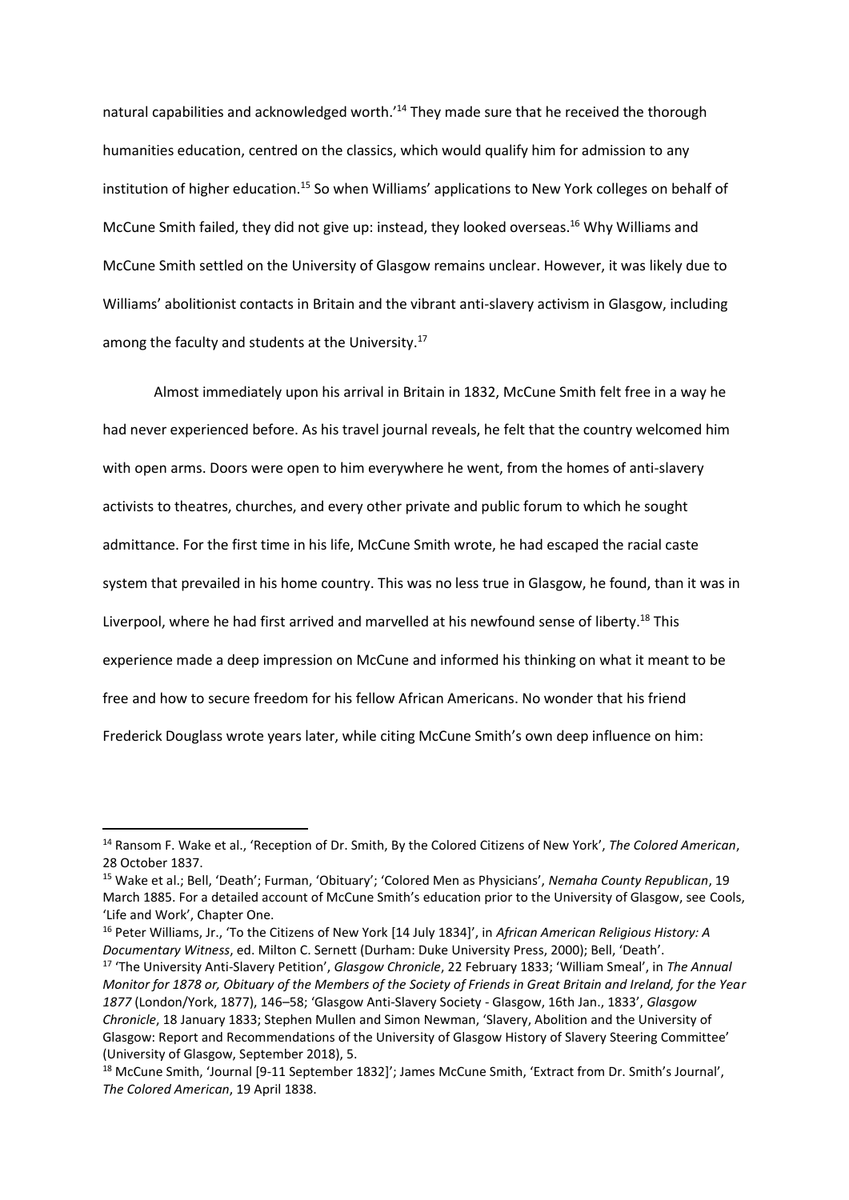natural capabilities and acknowledged worth.'[14] They made sure that he received the thorough humanities education, centred on the classics, which would qualify him for admission to any institution of higher education.[15] So when Williams' applications to New York colleges on behalf of McCune Smith failed, they did not give up: instead, they looked overseas.[16] Why Williams and McCune Smith settled on the University of Glasgow remains unclear. However, it was likely due to Williams' abolitionist contacts in Britain and the vibrant anti-slavery activism in Glasgow, including among the faculty and students at the University.[17]

Almost immediately upon his arrival in Britain in 1832, McCune Smith felt free in a way he had never experienced before. As his travel journal reveals, he felt that the country welcomed him with open arms. Doors were open to him everywhere he went, from the homes of anti-slavery activists to theatres, churches, and every other private and public forum to which he sought admittance. For the first time in his life, McCune Smith wrote, he had escaped the racial caste system that prevailed in his home country. This was no less true in Glasgow, he found, than it was in Liverpool, where he had first arrived and marvelled at his newfound sense of liberty.[18] This experience made a deep impression on McCune and informed his thinking on what it meant to be free and how to secure freedom for his fellow African Americans. No wonder that his friend Frederick Douglass wrote years later, while citing McCune Smith's own deep influence on him:

---

[14] Ransom F. Wake et al., 'Reception of Dr. Smith, By the Colored Citizens of New York', *The Colored American*, 28 October 1837.

[15] Wake et al.; Bell, 'Death'; Furman, 'Obituary'; 'Colored Men as Physicians', *Nemaha County Republican*, 19 March 1885. For a detailed account of McCune Smith's education prior to the University of Glasgow, see Cools, 'Life and Work', Chapter One.

[16] Peter Williams, Jr., 'To the Citizens of New York [14 July 1834]', in *African American Religious History: A Documentary Witness*, ed. Milton C. Sernett (Durham: Duke University Press, 2000); Bell, 'Death'.

[17] 'The University Anti-Slavery Petition', *Glasgow Chronicle*, 22 February 1833; 'William Smeal', in *The Annual Monitor for 1878 or, Obituary of the Members of the Society of Friends in Great Britain and Ireland, for the Year 1877* (London/York, 1877), 146–58; 'Glasgow Anti-Slavery Society - Glasgow, 16th Jan., 1833', *Glasgow Chronicle*, 18 January 1833; Stephen Mullen and Simon Newman, 'Slavery, Abolition and the University of Glasgow: Report and Recommendations of the University of Glasgow History of Slavery Steering Committee' (University of Glasgow, September 2018), 5.

[18] McCune Smith, 'Journal [9-11 September 1832]'; James McCune Smith, 'Extract from Dr. Smith's Journal', *The Colored American*, 19 April 1838.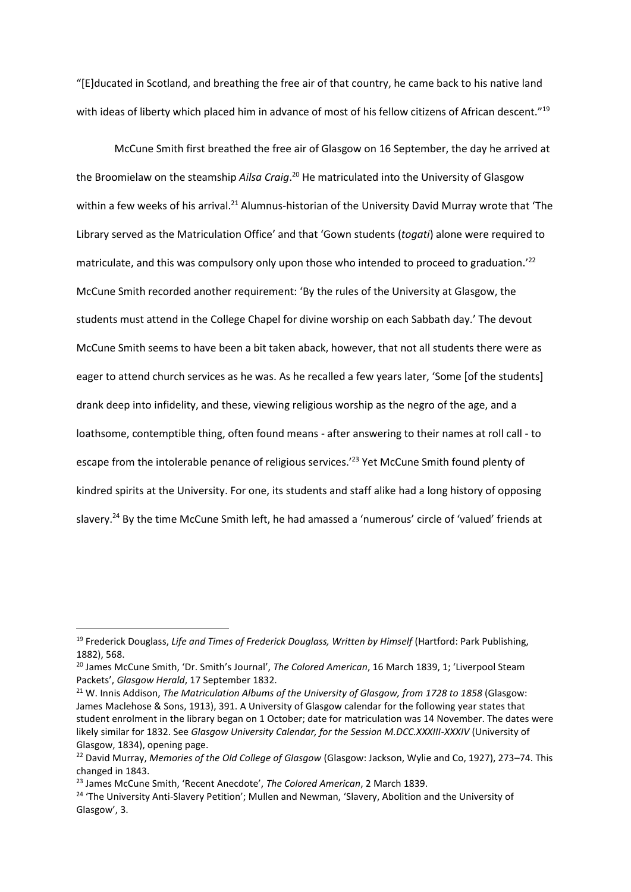"[E]ducated in Scotland, and breathing the free air of that country, he came back to his native land with ideas of liberty which placed him in advance of most of his fellow citizens of African descent."[19]

McCune Smith first breathed the free air of Glasgow on 16 September, the day he arrived at the Broomielaw on the steamship *Ailsa Craig*.[20] He matriculated into the University of Glasgow within a few weeks of his arrival.[21] Alumnus-historian of the University David Murray wrote that 'The Library served as the Matriculation Office' and that 'Gown students (*togati*) alone were required to matriculate, and this was compulsory only upon those who intended to proceed to graduation.'[22] McCune Smith recorded another requirement: 'By the rules of the University at Glasgow, the students must attend in the College Chapel for divine worship on each Sabbath day.' The devout McCune Smith seems to have been a bit taken aback, however, that not all students there were as eager to attend church services as he was. As he recalled a few years later, 'Some [of the students] drank deep into infidelity, and these, viewing religious worship as the negro of the age, and a loathsome, contemptible thing, often found means - after answering to their names at roll call - to escape from the intolerable penance of religious services.'[23] Yet McCune Smith found plenty of kindred spirits at the University. For one, its students and staff alike had a long history of opposing slavery.[24] By the time McCune Smith left, he had amassed a 'numerous' circle of 'valued' friends at

---

[19] Frederick Douglass, *Life and Times of Frederick Douglass, Written by Himself* (Hartford: Park Publishing, 1882), 568.

[20] James McCune Smith, 'Dr. Smith's Journal', *The Colored American*, 16 March 1839, 1; 'Liverpool Steam Packets', *Glasgow Herald*, 17 September 1832.

[21] W. Innis Addison, *The Matriculation Albums of the University of Glasgow, from 1728 to 1858* (Glasgow: James Maclehose & Sons, 1913), 391. A University of Glasgow calendar for the following year states that student enrolment in the library began on 1 October; date for matriculation was 14 November. The dates were likely similar for 1832. See *Glasgow University Calendar, for the Session M.DCC.XXXIII-XXXIV* (University of Glasgow, 1834), opening page.

[22] David Murray, *Memories of the Old College of Glasgow* (Glasgow: Jackson, Wylie and Co, 1927), 273–74. This changed in 1843.

[23] James McCune Smith, 'Recent Anecdote', *The Colored American*, 2 March 1839.

[24] 'The University Anti-Slavery Petition'; Mullen and Newman, 'Slavery, Abolition and the University of Glasgow', 3.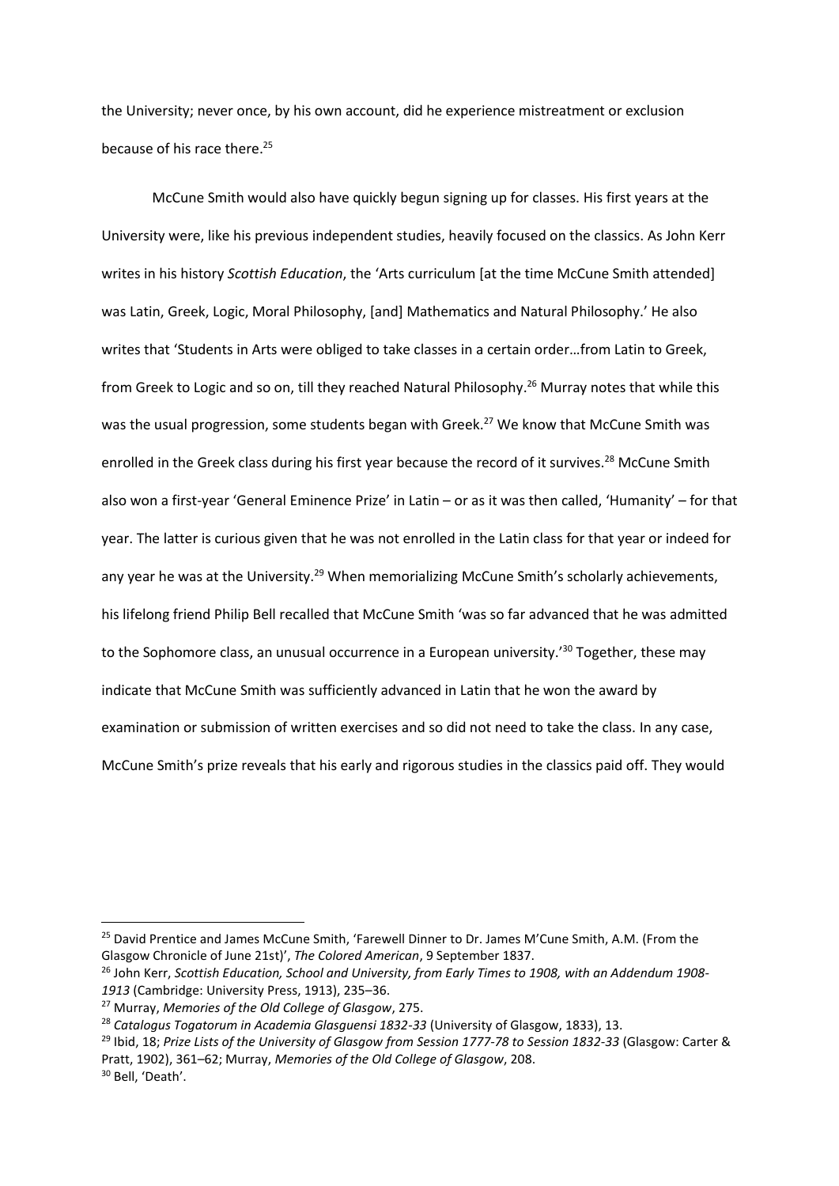the University; never once, by his own account, did he experience mistreatment or exclusion because of his race there.[25]

McCune Smith would also have quickly begun signing up for classes. His first years at the University were, like his previous independent studies, heavily focused on the classics. As John Kerr writes in his history *Scottish Education*, the 'Arts curriculum [at the time McCune Smith attended] was Latin, Greek, Logic, Moral Philosophy, [and] Mathematics and Natural Philosophy.' He also writes that 'Students in Arts were obliged to take classes in a certain order…from Latin to Greek, from Greek to Logic and so on, till they reached Natural Philosophy.[26] Murray notes that while this was the usual progression, some students began with Greek.[27] We know that McCune Smith was enrolled in the Greek class during his first year because the record of it survives.[28] McCune Smith also won a first-year 'General Eminence Prize' in Latin – or as it was then called, 'Humanity' – for that year. The latter is curious given that he was not enrolled in the Latin class for that year or indeed for any year he was at the University.[29] When memorializing McCune Smith's scholarly achievements, his lifelong friend Philip Bell recalled that McCune Smith 'was so far advanced that he was admitted to the Sophomore class, an unusual occurrence in a European university.'[30] Together, these may indicate that McCune Smith was sufficiently advanced in Latin that he won the award by examination or submission of written exercises and so did not need to take the class. In any case, McCune Smith's prize reveals that his early and rigorous studies in the classics paid off. They would

[25] David Prentice and James McCune Smith, 'Farewell Dinner to Dr. James M'Cune Smith, A.M. (From the Glasgow Chronicle of June 21st)', *The Colored American*, 9 September 1837.

[26] John Kerr, *Scottish Education, School and University, from Early Times to 1908, with an Addendum 1908-1913* (Cambridge: University Press, 1913), 235–36.

[27] Murray, *Memories of the Old College of Glasgow*, 275.

[28] *Catalogus Togatorum in Academia Glasguensi 1832-33* (University of Glasgow, 1833), 13.

[29] Ibid, 18; *Prize Lists of the University of Glasgow from Session 1777-78 to Session 1832-33* (Glasgow: Carter & Pratt, 1902), 361–62; Murray, *Memories of the Old College of Glasgow*, 208.

[30] Bell, 'Death'.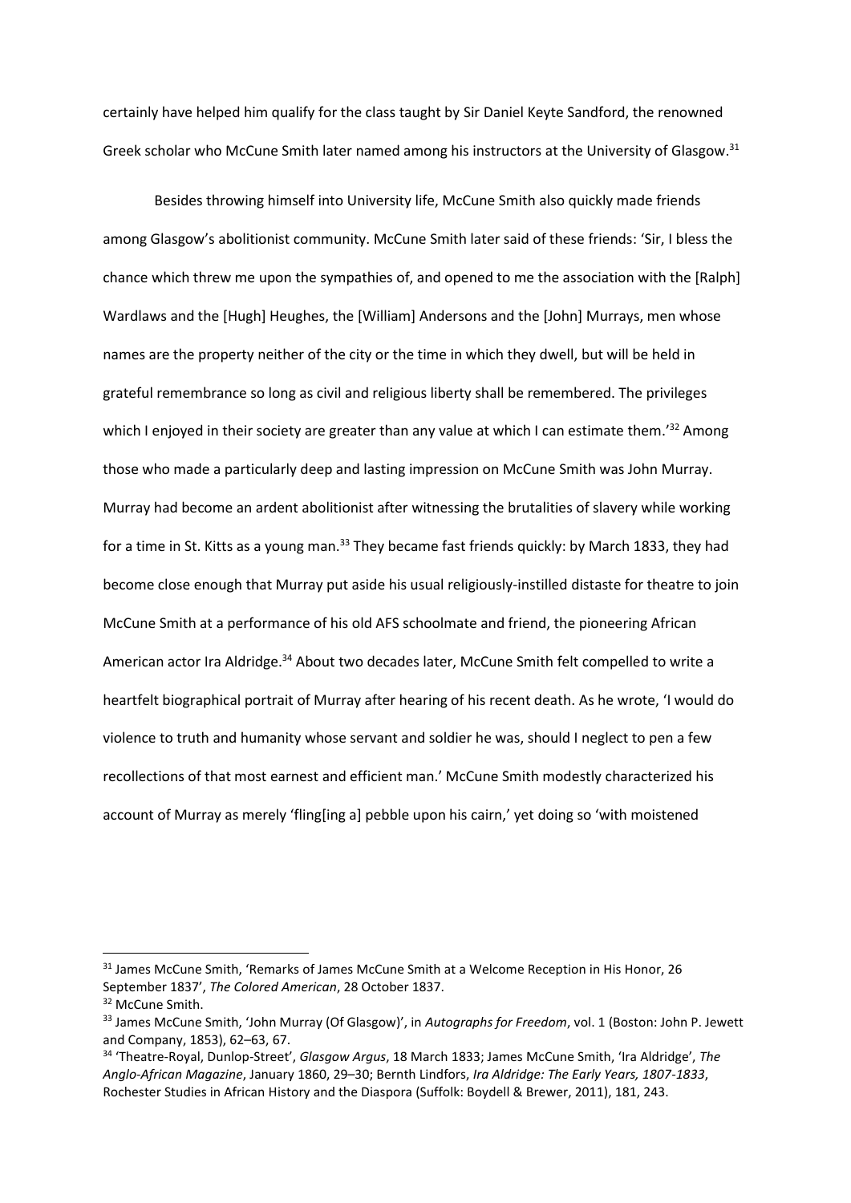certainly have helped him qualify for the class taught by Sir Daniel Keyte Sandford, the renowned Greek scholar who McCune Smith later named among his instructors at the University of Glasgow.[31]

Besides throwing himself into University life, McCune Smith also quickly made friends among Glasgow's abolitionist community. McCune Smith later said of these friends: 'Sir, I bless the chance which threw me upon the sympathies of, and opened to me the association with the [Ralph] Wardlaws and the [Hugh] Heughes, the [William] Andersons and the [John] Murrays, men whose names are the property neither of the city or the time in which they dwell, but will be held in grateful remembrance so long as civil and religious liberty shall be remembered. The privileges which I enjoyed in their society are greater than any value at which I can estimate them.'[32] Among those who made a particularly deep and lasting impression on McCune Smith was John Murray. Murray had become an ardent abolitionist after witnessing the brutalities of slavery while working for a time in St. Kitts as a young man.[33] They became fast friends quickly: by March 1833, they had become close enough that Murray put aside his usual religiously-instilled distaste for theatre to join McCune Smith at a performance of his old AFS schoolmate and friend, the pioneering African American actor Ira Aldridge.[34] About two decades later, McCune Smith felt compelled to write a heartfelt biographical portrait of Murray after hearing of his recent death. As he wrote, 'I would do violence to truth and humanity whose servant and soldier he was, should I neglect to pen a few recollections of that most earnest and efficient man.' McCune Smith modestly characterized his account of Murray as merely 'fling[ing a] pebble upon his cairn,' yet doing so 'with moistened

[31] James McCune Smith, 'Remarks of James McCune Smith at a Welcome Reception in His Honor, 26 September 1837', *The Colored American*, 28 October 1837.

[32] McCune Smith.

[33] James McCune Smith, 'John Murray (Of Glasgow)', in *Autographs for Freedom*, vol. 1 (Boston: John P. Jewett and Company, 1853), 62–63, 67.

[34] 'Theatre-Royal, Dunlop-Street', *Glasgow Argus*, 18 March 1833; James McCune Smith, 'Ira Aldridge', *The Anglo-African Magazine*, January 1860, 29–30; Bernth Lindfors, *Ira Aldridge: The Early Years, 1807-1833*, Rochester Studies in African History and the Diaspora (Suffolk: Boydell & Brewer, 2011), 181, 243.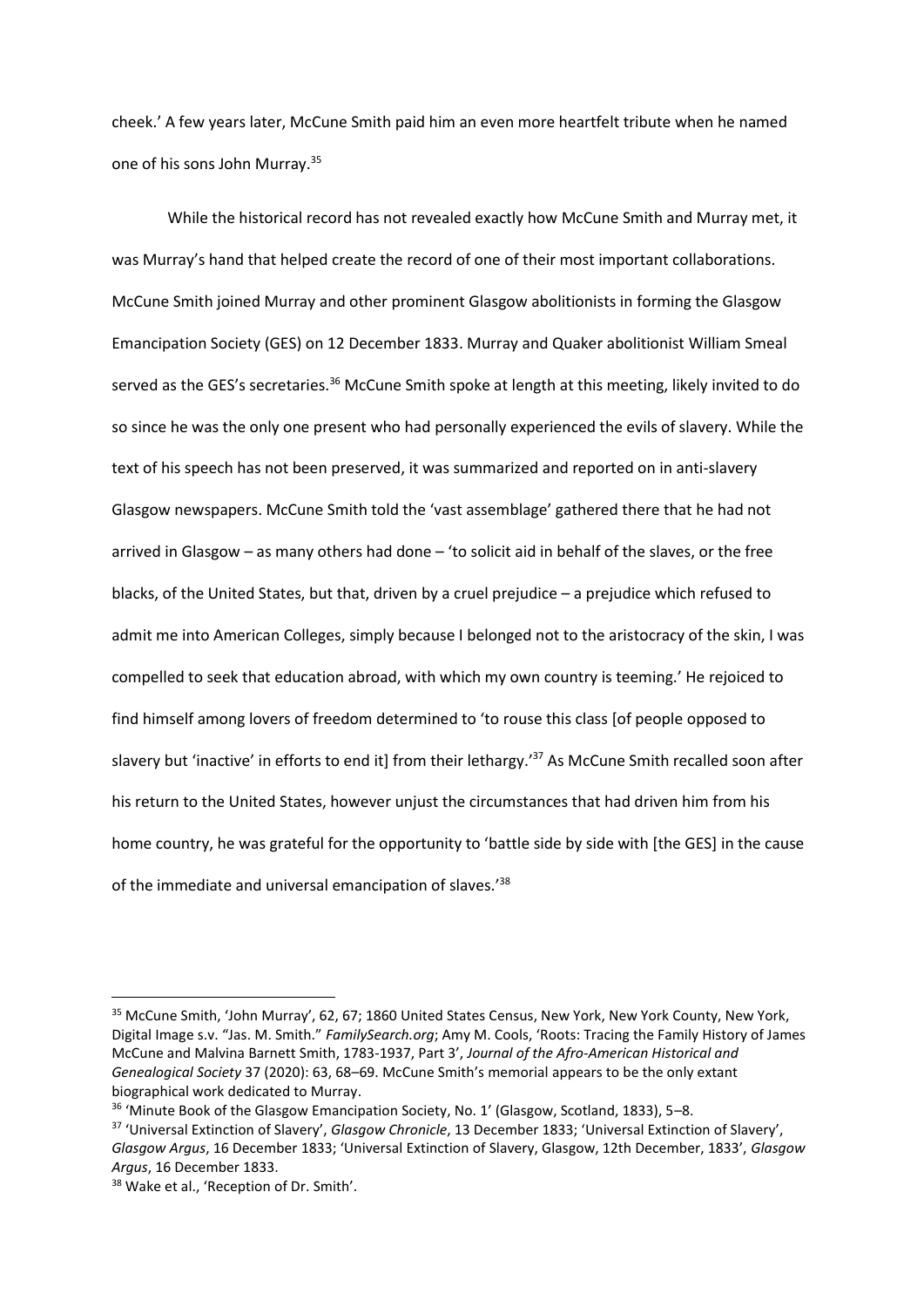cheek.' A few years later, McCune Smith paid him an even more heartfelt tribute when he named one of his sons John Murray.[35]

While the historical record has not revealed exactly how McCune Smith and Murray met, it was Murray's hand that helped create the record of one of their most important collaborations. McCune Smith joined Murray and other prominent Glasgow abolitionists in forming the Glasgow Emancipation Society (GES) on 12 December 1833. Murray and Quaker abolitionist William Smeal served as the GES's secretaries.[36] McCune Smith spoke at length at this meeting, likely invited to do so since he was the only one present who had personally experienced the evils of slavery. While the text of his speech has not been preserved, it was summarized and reported on in anti-slavery Glasgow newspapers. McCune Smith told the 'vast assemblage' gathered there that he had not arrived in Glasgow – as many others had done – 'to solicit aid in behalf of the slaves, or the free blacks, of the United States, but that, driven by a cruel prejudice – a prejudice which refused to admit me into American Colleges, simply because I belonged not to the aristocracy of the skin, I was compelled to seek that education abroad, with which my own country is teeming.' He rejoiced to find himself among lovers of freedom determined to 'to rouse this class [of people opposed to slavery but 'inactive' in efforts to end it] from their lethargy.'[37] As McCune Smith recalled soon after his return to the United States, however unjust the circumstances that had driven him from his home country, he was grateful for the opportunity to 'battle side by side with [the GES] in the cause of the immediate and universal emancipation of slaves.'[38]

---

[35] McCune Smith, 'John Murray', 62, 67; 1860 United States Census, New York, New York County, New York, Digital Image s.v. "Jas. M. Smith." *FamilySearch.org*; Amy M. Cools, 'Roots: Tracing the Family History of James McCune and Malvina Barnett Smith, 1783-1937, Part 3', *Journal of the Afro-American Historical and Genealogical Society* 37 (2020): 63, 68–69. McCune Smith's memorial appears to be the only extant biographical work dedicated to Murray.

[36] 'Minute Book of the Glasgow Emancipation Society, No. 1' (Glasgow, Scotland, 1833), 5–8.

[37] 'Universal Extinction of Slavery', *Glasgow Chronicle*, 13 December 1833; 'Universal Extinction of Slavery', *Glasgow Argus*, 16 December 1833; 'Universal Extinction of Slavery, Glasgow, 12th December, 1833', *Glasgow Argus*, 16 December 1833.

[38] Wake et al., 'Reception of Dr. Smith'.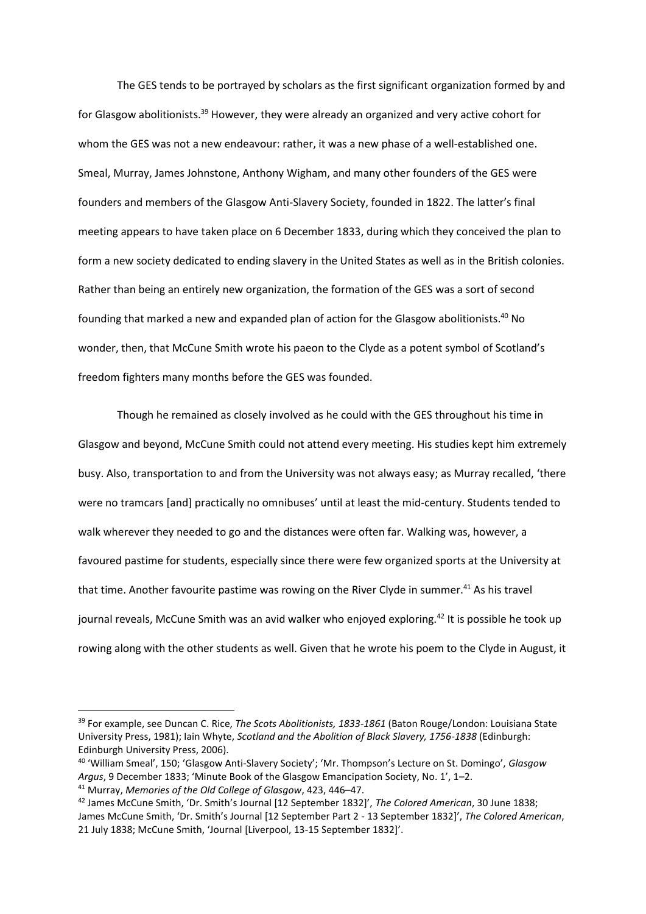The GES tends to be portrayed by scholars as the first significant organization formed by and for Glasgow abolitionists.[39] However, they were already an organized and very active cohort for whom the GES was not a new endeavour: rather, it was a new phase of a well-established one. Smeal, Murray, James Johnstone, Anthony Wigham, and many other founders of the GES were founders and members of the Glasgow Anti-Slavery Society, founded in 1822. The latter's final meeting appears to have taken place on 6 December 1833, during which they conceived the plan to form a new society dedicated to ending slavery in the United States as well as in the British colonies. Rather than being an entirely new organization, the formation of the GES was a sort of second founding that marked a new and expanded plan of action for the Glasgow abolitionists.[40] No wonder, then, that McCune Smith wrote his paeon to the Clyde as a potent symbol of Scotland's freedom fighters many months before the GES was founded.

Though he remained as closely involved as he could with the GES throughout his time in Glasgow and beyond, McCune Smith could not attend every meeting. His studies kept him extremely busy. Also, transportation to and from the University was not always easy; as Murray recalled, 'there were no tramcars [and] practically no omnibuses' until at least the mid-century. Students tended to walk wherever they needed to go and the distances were often far. Walking was, however, a favoured pastime for students, especially since there were few organized sports at the University at that time. Another favourite pastime was rowing on the River Clyde in summer.[41] As his travel journal reveals, McCune Smith was an avid walker who enjoyed exploring.[42] It is possible he took up rowing along with the other students as well. Given that he wrote his poem to the Clyde in August, it

---

[39] For example, see Duncan C. Rice, *The Scots Abolitionists, 1833-1861* (Baton Rouge/London: Louisiana State University Press, 1981); Iain Whyte, *Scotland and the Abolition of Black Slavery, 1756-1838* (Edinburgh: Edinburgh University Press, 2006).

[40] 'William Smeal', 150; 'Glasgow Anti-Slavery Society'; 'Mr. Thompson's Lecture on St. Domingo', *Glasgow Argus*, 9 December 1833; 'Minute Book of the Glasgow Emancipation Society, No. 1', 1–2.

[41] Murray, *Memories of the Old College of Glasgow*, 423, 446–47.

[42] James McCune Smith, 'Dr. Smith's Journal [12 September 1832]', *The Colored American*, 30 June 1838; James McCune Smith, 'Dr. Smith's Journal [12 September Part 2 - 13 September 1832]', *The Colored American*, 21 July 1838; McCune Smith, 'Journal [Liverpool, 13-15 September 1832]'.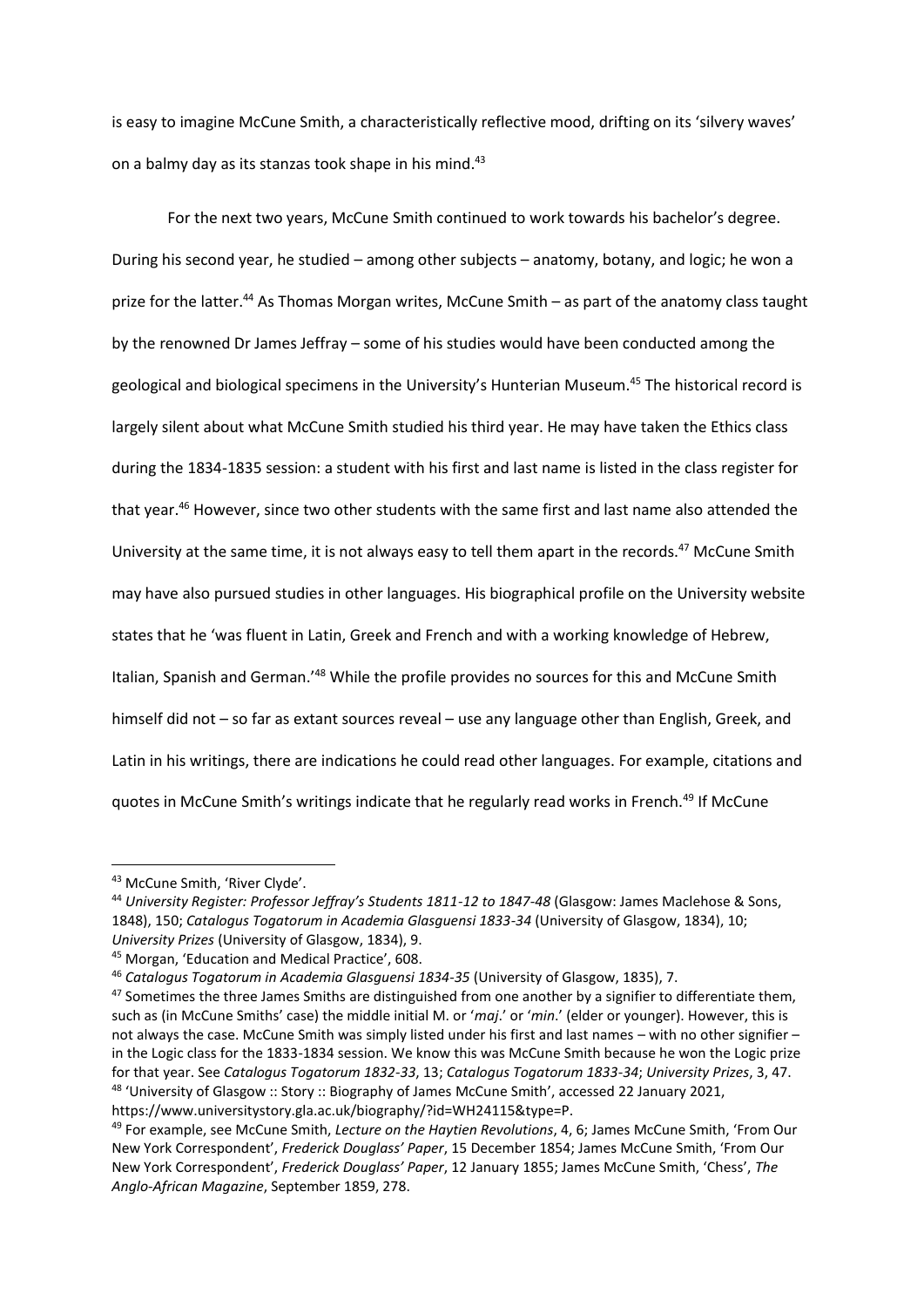is easy to imagine McCune Smith, a characteristically reflective mood, drifting on its 'silvery waves' on a balmy day as its stanzas took shape in his mind.[43]

For the next two years, McCune Smith continued to work towards his bachelor's degree. During his second year, he studied – among other subjects – anatomy, botany, and logic; he won a prize for the latter.[44] As Thomas Morgan writes, McCune Smith – as part of the anatomy class taught by the renowned Dr James Jeffray – some of his studies would have been conducted among the geological and biological specimens in the University's Hunterian Museum.[45] The historical record is largely silent about what McCune Smith studied his third year. He may have taken the Ethics class during the 1834-1835 session: a student with his first and last name is listed in the class register for that year.[46] However, since two other students with the same first and last name also attended the University at the same time, it is not always easy to tell them apart in the records.[47] McCune Smith may have also pursued studies in other languages. His biographical profile on the University website states that he 'was fluent in Latin, Greek and French and with a working knowledge of Hebrew, Italian, Spanish and German.'[48] While the profile provides no sources for this and McCune Smith himself did not – so far as extant sources reveal – use any language other than English, Greek, and Latin in his writings, there are indications he could read other languages. For example, citations and quotes in McCune Smith's writings indicate that he regularly read works in French.[49] If McCune

---

[43] McCune Smith, 'River Clyde'.

[44] *University Register: Professor Jeffray's Students 1811-12 to 1847-48* (Glasgow: James Maclehose & Sons, 1848), 150; *Catalogus Togatorum in Academia Glasguensi 1833-34* (University of Glasgow, 1834), 10; *University Prizes* (University of Glasgow, 1834), 9.

[45] Morgan, 'Education and Medical Practice', 608.

[46] *Catalogus Togatorum in Academia Glasguensi 1834-35* (University of Glasgow, 1835), 7.

[47] Sometimes the three James Smiths are distinguished from one another by a signifier to differentiate them, such as (in McCune Smiths' case) the middle initial M. or '*maj*.' or '*min*.' (elder or younger). However, this is not always the case. McCune Smith was simply listed under his first and last names – with no other signifier – in the Logic class for the 1833-1834 session. We know this was McCune Smith because he won the Logic prize for that year. See *Catalogus Togatorum 1832-33*, 13; *Catalogus Togatorum 1833-34*; *University Prizes*, 3, 47.

[48] 'University of Glasgow :: Story :: Biography of James McCune Smith', accessed 22 January 2021, https://www.universitystory.gla.ac.uk/biography/?id=WH24115&type=P.

[49] For example, see McCune Smith, *Lecture on the Haytien Revolutions*, 4, 6; James McCune Smith, 'From Our New York Correspondent', *Frederick Douglass' Paper*, 15 December 1854; James McCune Smith, 'From Our New York Correspondent', *Frederick Douglass' Paper*, 12 January 1855; James McCune Smith, 'Chess', *The Anglo-African Magazine*, September 1859, 278.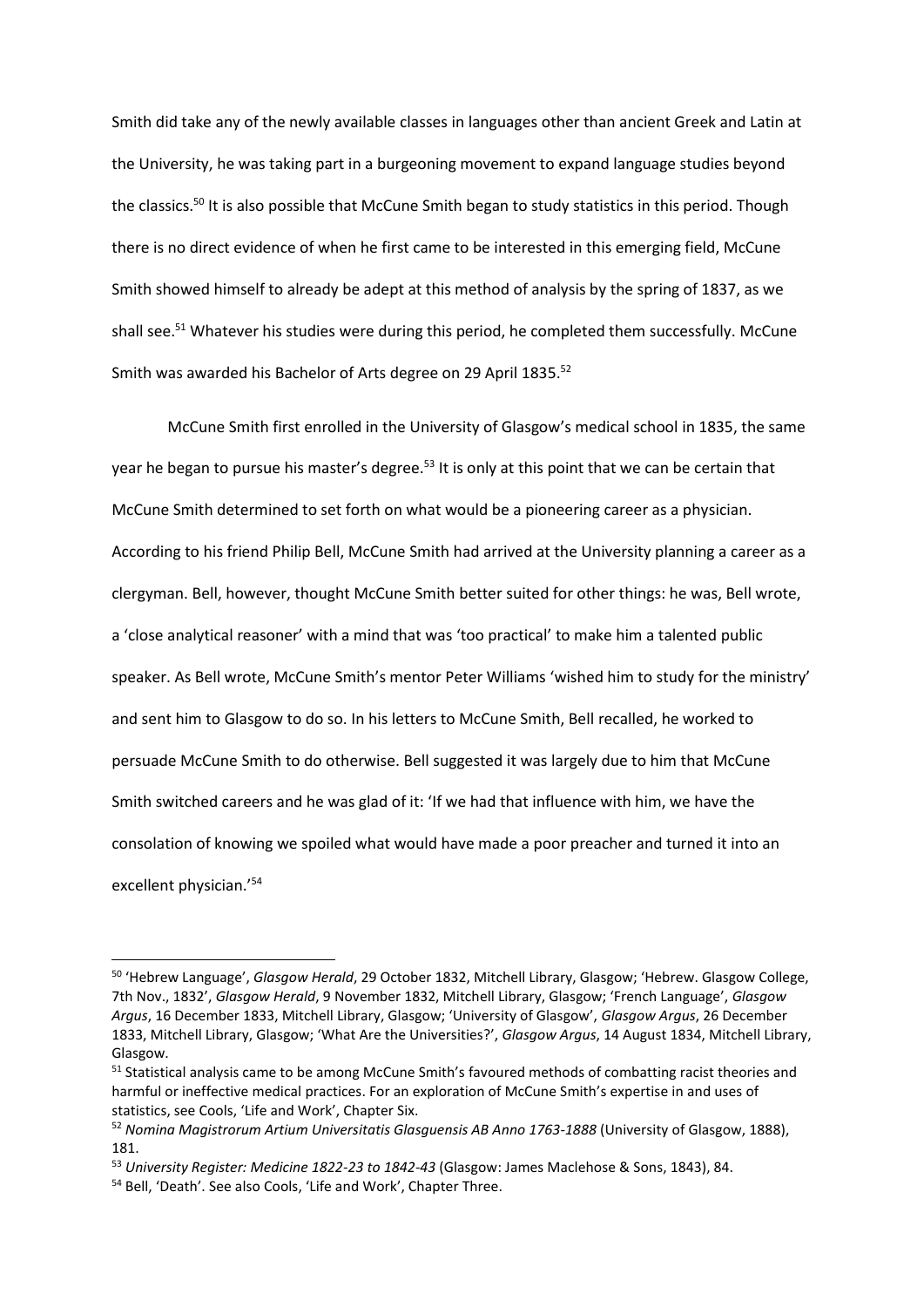Smith did take any of the newly available classes in languages other than ancient Greek and Latin at the University, he was taking part in a burgeoning movement to expand language studies beyond the classics.[50] It is also possible that McCune Smith began to study statistics in this period. Though there is no direct evidence of when he first came to be interested in this emerging field, McCune Smith showed himself to already be adept at this method of analysis by the spring of 1837, as we shall see.[51] Whatever his studies were during this period, he completed them successfully. McCune Smith was awarded his Bachelor of Arts degree on 29 April 1835.[52]

McCune Smith first enrolled in the University of Glasgow's medical school in 1835, the same year he began to pursue his master's degree.[53] It is only at this point that we can be certain that McCune Smith determined to set forth on what would be a pioneering career as a physician. According to his friend Philip Bell, McCune Smith had arrived at the University planning a career as a clergyman. Bell, however, thought McCune Smith better suited for other things: he was, Bell wrote, a 'close analytical reasoner' with a mind that was 'too practical' to make him a talented public speaker. As Bell wrote, McCune Smith's mentor Peter Williams 'wished him to study for the ministry' and sent him to Glasgow to do so. In his letters to McCune Smith, Bell recalled, he worked to persuade McCune Smith to do otherwise. Bell suggested it was largely due to him that McCune Smith switched careers and he was glad of it: 'If we had that influence with him, we have the consolation of knowing we spoiled what would have made a poor preacher and turned it into an excellent physician.'[54]

---

[50] 'Hebrew Language', *Glasgow Herald*, 29 October 1832, Mitchell Library, Glasgow; 'Hebrew. Glasgow College, 7th Nov., 1832', *Glasgow Herald*, 9 November 1832, Mitchell Library, Glasgow; 'French Language', *Glasgow Argus*, 16 December 1833, Mitchell Library, Glasgow; 'University of Glasgow', *Glasgow Argus*, 26 December 1833, Mitchell Library, Glasgow; 'What Are the Universities?', *Glasgow Argus*, 14 August 1834, Mitchell Library, Glasgow.

[51] Statistical analysis came to be among McCune Smith's favoured methods of combatting racist theories and harmful or ineffective medical practices. For an exploration of McCune Smith's expertise in and uses of statistics, see Cools, 'Life and Work', Chapter Six.

[52] *Nomina Magistrorum Artium Universitatis Glasguensis AB Anno 1763-1888* (University of Glasgow, 1888), 181.

[53] *University Register: Medicine 1822-23 to 1842-43* (Glasgow: James Maclehose & Sons, 1843), 84.

[54] Bell, 'Death'. See also Cools, 'Life and Work', Chapter Three.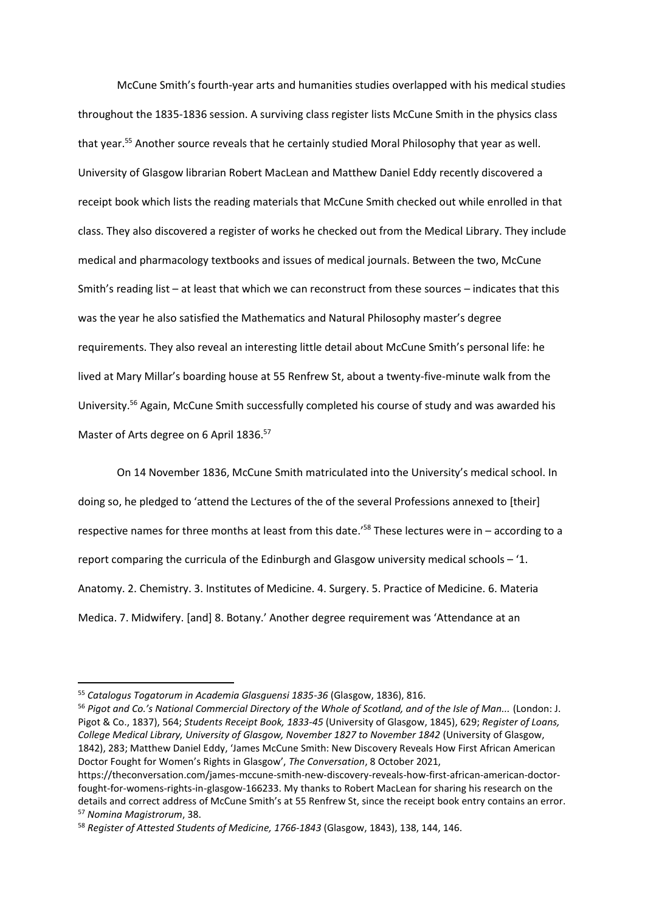McCune Smith's fourth-year arts and humanities studies overlapped with his medical studies throughout the 1835-1836 session. A surviving class register lists McCune Smith in the physics class that year.[55] Another source reveals that he certainly studied Moral Philosophy that year as well. University of Glasgow librarian Robert MacLean and Matthew Daniel Eddy recently discovered a receipt book which lists the reading materials that McCune Smith checked out while enrolled in that class. They also discovered a register of works he checked out from the Medical Library. They include medical and pharmacology textbooks and issues of medical journals. Between the two, McCune Smith's reading list – at least that which we can reconstruct from these sources – indicates that this was the year he also satisfied the Mathematics and Natural Philosophy master's degree requirements. They also reveal an interesting little detail about McCune Smith's personal life: he lived at Mary Millar's boarding house at 55 Renfrew St, about a twenty-five-minute walk from the University.[56] Again, McCune Smith successfully completed his course of study and was awarded his Master of Arts degree on 6 April 1836.[57]

On 14 November 1836, McCune Smith matriculated into the University's medical school. In doing so, he pledged to 'attend the Lectures of the of the several Professions annexed to [their] respective names for three months at least from this date.'[58] These lectures were in – according to a report comparing the curricula of the Edinburgh and Glasgow university medical schools – '1. Anatomy. 2. Chemistry. 3. Institutes of Medicine. 4. Surgery. 5. Practice of Medicine. 6. Materia Medica. 7. Midwifery. [and] 8. Botany.' Another degree requirement was 'Attendance at an

---

[55] *Catalogus Togatorum in Academia Glasguensi 1835-36* (Glasgow, 1836), 816.

[56] *Pigot and Co.'s National Commercial Directory of the Whole of Scotland, and of the Isle of Man...* (London: J. Pigot & Co., 1837), 564; *Students Receipt Book, 1833-45* (University of Glasgow, 1845), 629; *Register of Loans, College Medical Library, University of Glasgow, November 1827 to November 1842* (University of Glasgow, 1842), 283; Matthew Daniel Eddy, 'James McCune Smith: New Discovery Reveals How First African American Doctor Fought for Women's Rights in Glasgow', *The Conversation*, 8 October 2021, https://theconversation.com/james-mccune-smith-new-discovery-reveals-how-first-african-american-doctor-fought-for-womens-rights-in-glasgow-166233. My thanks to Robert MacLean for sharing his research on the details and correct address of McCune Smith's at 55 Renfrew St, since the receipt book entry contains an error.

[57] *Nomina Magistrorum*, 38.

[58] *Register of Attested Students of Medicine, 1766-1843* (Glasgow, 1843), 138, 144, 146.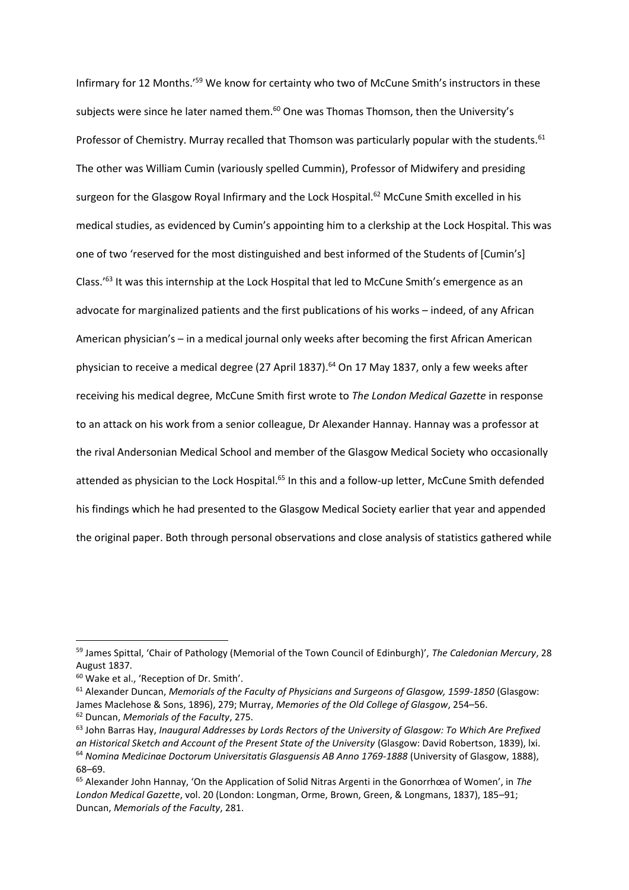Infirmary for 12 Months.'[59] We know for certainty who two of McCune Smith's instructors in these subjects were since he later named them.[60] One was Thomas Thomson, then the University's Professor of Chemistry. Murray recalled that Thomson was particularly popular with the students.[61] The other was William Cumin (variously spelled Cummin), Professor of Midwifery and presiding surgeon for the Glasgow Royal Infirmary and the Lock Hospital.[62] McCune Smith excelled in his medical studies, as evidenced by Cumin's appointing him to a clerkship at the Lock Hospital. This was one of two 'reserved for the most distinguished and best informed of the Students of [Cumin's] Class.'[63] It was this internship at the Lock Hospital that led to McCune Smith's emergence as an advocate for marginalized patients and the first publications of his works – indeed, of any African American physician's – in a medical journal only weeks after becoming the first African American physician to receive a medical degree (27 April 1837).[64] On 17 May 1837, only a few weeks after receiving his medical degree, McCune Smith first wrote to *The London Medical Gazette* in response to an attack on his work from a senior colleague, Dr Alexander Hannay. Hannay was a professor at the rival Andersonian Medical School and member of the Glasgow Medical Society who occasionally attended as physician to the Lock Hospital.[65] In this and a follow-up letter, McCune Smith defended his findings which he had presented to the Glasgow Medical Society earlier that year and appended the original paper. Both through personal observations and close analysis of statistics gathered while

---

[59] James Spittal, 'Chair of Pathology (Memorial of the Town Council of Edinburgh)', *The Caledonian Mercury*, 28 August 1837.

[60] Wake et al., 'Reception of Dr. Smith'.

[61] Alexander Duncan, *Memorials of the Faculty of Physicians and Surgeons of Glasgow, 1599-1850* (Glasgow: James Maclehose & Sons, 1896), 279; Murray, *Memories of the Old College of Glasgow*, 254–56.

[62] Duncan, *Memorials of the Faculty*, 275.

[63] John Barras Hay, *Inaugural Addresses by Lords Rectors of the University of Glasgow: To Which Are Prefixed an Historical Sketch and Account of the Present State of the University* (Glasgow: David Robertson, 1839), lxi.

[64] *Nomina Medicinae Doctorum Universitatis Glasguensis AB Anno 1769-1888* (University of Glasgow, 1888), 68–69.

[65] Alexander John Hannay, 'On the Application of Solid Nitras Argenti in the Gonorrhœa of Women', in *The London Medical Gazette*, vol. 20 (London: Longman, Orme, Brown, Green, & Longmans, 1837), 185–91; Duncan, *Memorials of the Faculty*, 281.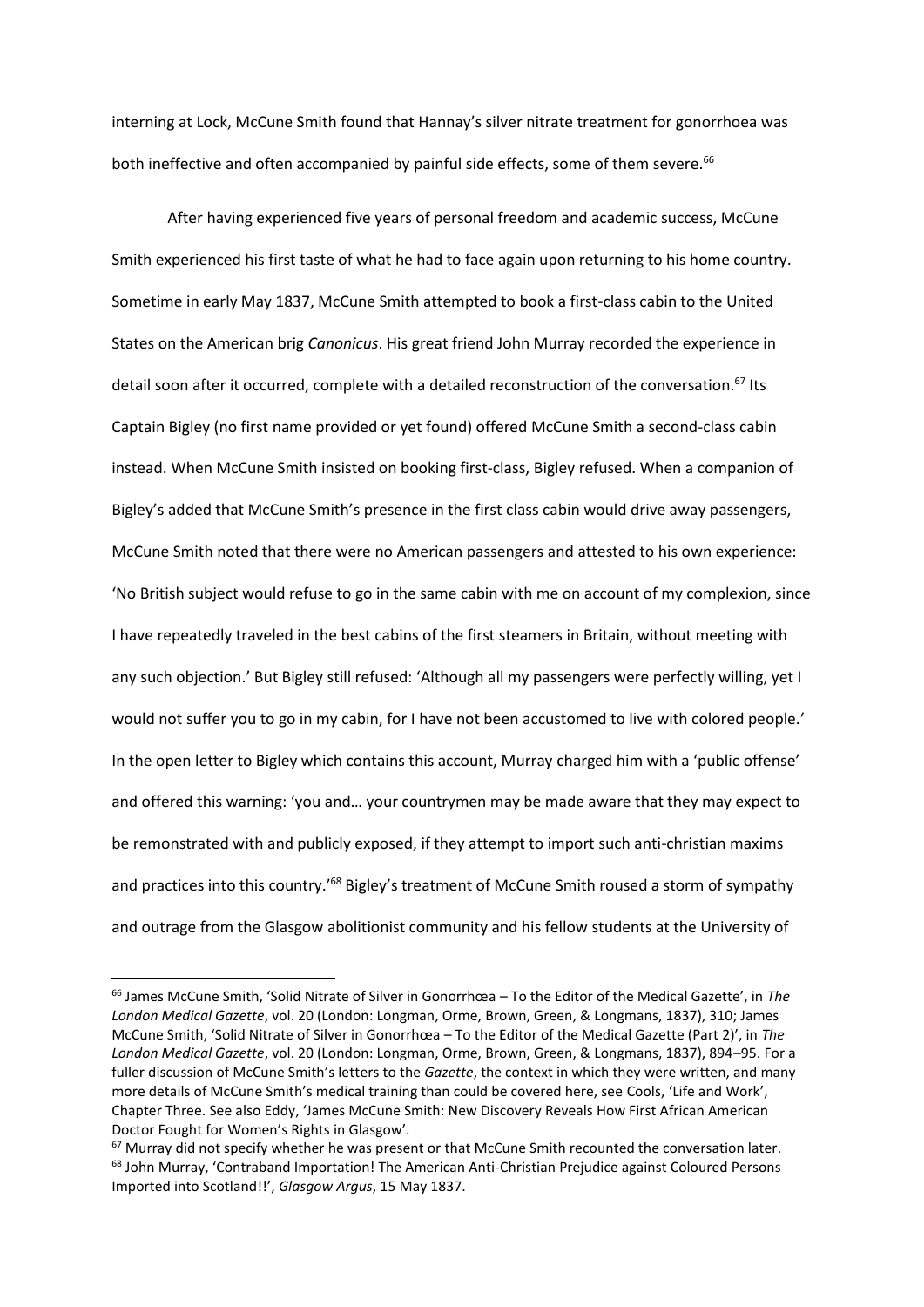interning at Lock, McCune Smith found that Hannay's silver nitrate treatment for gonorrhoea was both ineffective and often accompanied by painful side effects, some of them severe.[66]

After having experienced five years of personal freedom and academic success, McCune Smith experienced his first taste of what he had to face again upon returning to his home country. Sometime in early May 1837, McCune Smith attempted to book a first-class cabin to the United States on the American brig *Canonicus*. His great friend John Murray recorded the experience in detail soon after it occurred, complete with a detailed reconstruction of the conversation.[67] Its Captain Bigley (no first name provided or yet found) offered McCune Smith a second-class cabin instead. When McCune Smith insisted on booking first-class, Bigley refused. When a companion of Bigley's added that McCune Smith's presence in the first class cabin would drive away passengers, McCune Smith noted that there were no American passengers and attested to his own experience: 'No British subject would refuse to go in the same cabin with me on account of my complexion, since I have repeatedly traveled in the best cabins of the first steamers in Britain, without meeting with any such objection.' But Bigley still refused: 'Although all my passengers were perfectly willing, yet I would not suffer you to go in my cabin, for I have not been accustomed to live with colored people.' In the open letter to Bigley which contains this account, Murray charged him with a 'public offense' and offered this warning: 'you and… your countrymen may be made aware that they may expect to be remonstrated with and publicly exposed, if they attempt to import such anti-christian maxims and practices into this country.'[68] Bigley's treatment of McCune Smith roused a storm of sympathy and outrage from the Glasgow abolitionist community and his fellow students at the University of

---

[66] James McCune Smith, 'Solid Nitrate of Silver in Gonorrhœa – To the Editor of the Medical Gazette', in *The London Medical Gazette*, vol. 20 (London: Longman, Orme, Brown, Green, & Longmans, 1837), 310; James McCune Smith, 'Solid Nitrate of Silver in Gonorrhœa – To the Editor of the Medical Gazette (Part 2)', in *The London Medical Gazette*, vol. 20 (London: Longman, Orme, Brown, Green, & Longmans, 1837), 894–95. For a fuller discussion of McCune Smith's letters to the *Gazette*, the context in which they were written, and many more details of McCune Smith's medical training than could be covered here, see Cools, 'Life and Work', Chapter Three. See also Eddy, 'James McCune Smith: New Discovery Reveals How First African American Doctor Fought for Women's Rights in Glasgow'.

[67] Murray did not specify whether he was present or that McCune Smith recounted the conversation later.

[68] John Murray, 'Contraband Importation! The American Anti-Christian Prejudice against Coloured Persons Imported into Scotland!!', *Glasgow Argus*, 15 May 1837.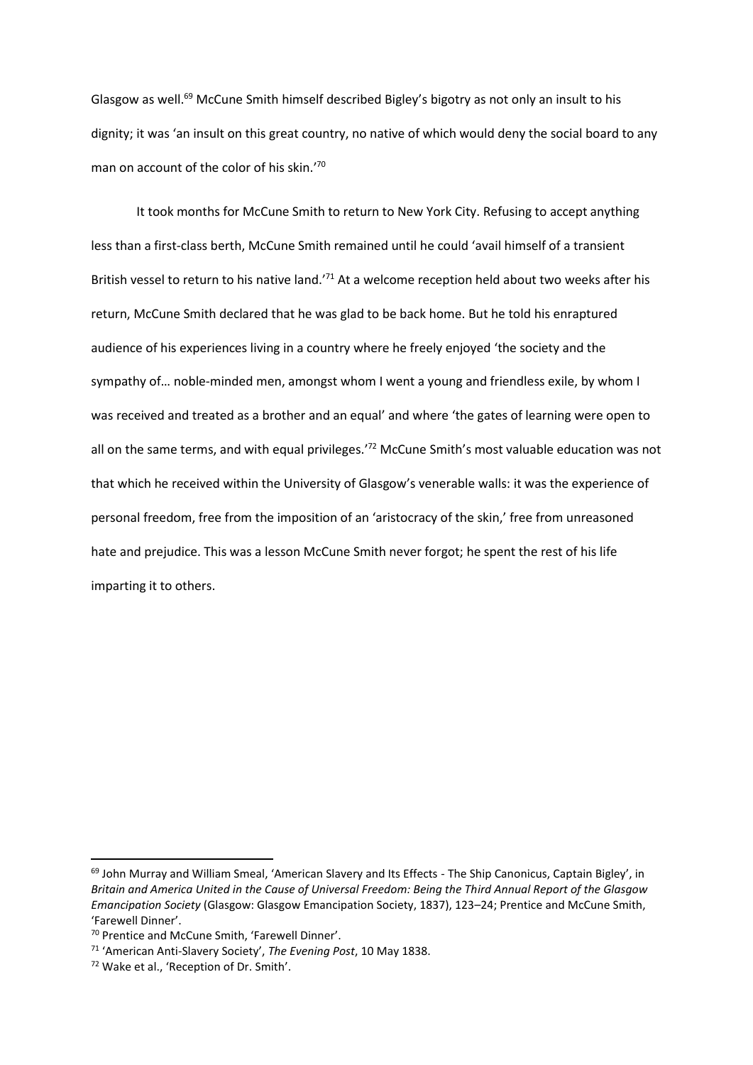Glasgow as well.[69] McCune Smith himself described Bigley's bigotry as not only an insult to his dignity; it was 'an insult on this great country, no native of which would deny the social board to any man on account of the color of his skin.'[70]

It took months for McCune Smith to return to New York City. Refusing to accept anything less than a first-class berth, McCune Smith remained until he could 'avail himself of a transient British vessel to return to his native land.'[71] At a welcome reception held about two weeks after his return, McCune Smith declared that he was glad to be back home. But he told his enraptured audience of his experiences living in a country where he freely enjoyed 'the society and the sympathy of… noble-minded men, amongst whom I went a young and friendless exile, by whom I was received and treated as a brother and an equal' and where 'the gates of learning were open to all on the same terms, and with equal privileges.'[72] McCune Smith's most valuable education was not that which he received within the University of Glasgow's venerable walls: it was the experience of personal freedom, free from the imposition of an 'aristocracy of the skin,' free from unreasoned hate and prejudice. This was a lesson McCune Smith never forgot; he spent the rest of his life imparting it to others.

---

[69] John Murray and William Smeal, 'American Slavery and Its Effects - The Ship Canonicus, Captain Bigley', in *Britain and America United in the Cause of Universal Freedom: Being the Third Annual Report of the Glasgow Emancipation Society* (Glasgow: Glasgow Emancipation Society, 1837), 123–24; Prentice and McCune Smith, 'Farewell Dinner'.

[70] Prentice and McCune Smith, 'Farewell Dinner'.

[71] 'American Anti-Slavery Society', *The Evening Post*, 10 May 1838.

[72] Wake et al., 'Reception of Dr. Smith'.